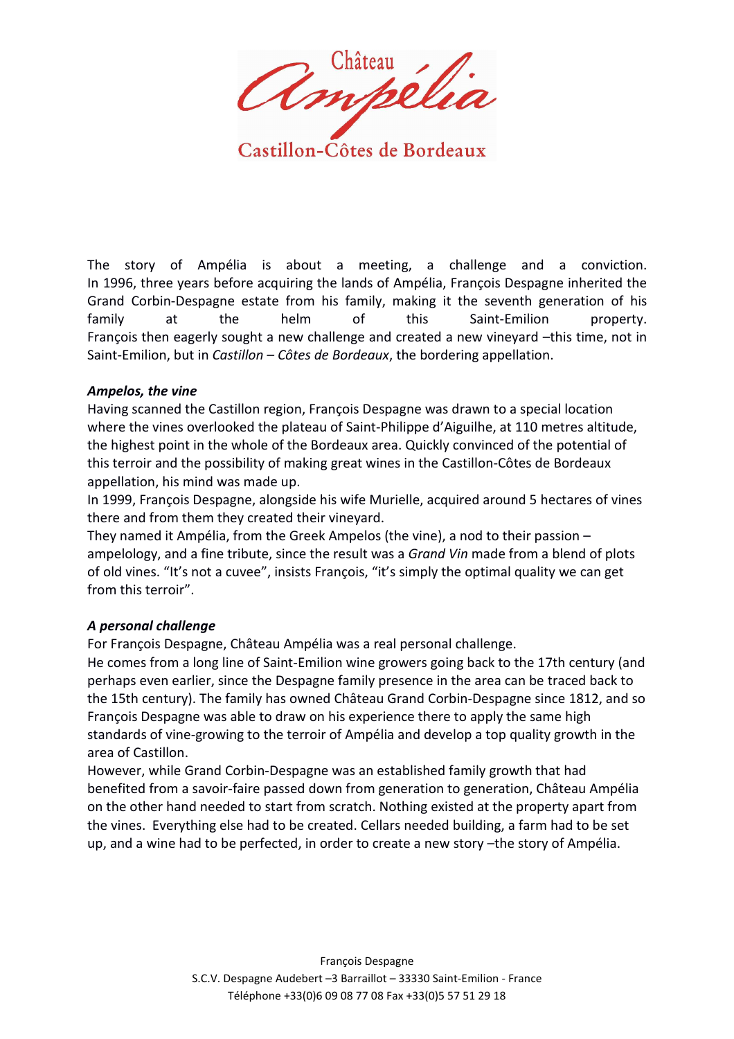# Château Ampélia

Castillon-Côtes de Bordeaux

The story of Ampélia is about a meeting, a challenge and a conviction. In 1996, three years before acquiring the lands of Ampélia, François Despagne inherited the Grand Corbin-Despagne estate from his family, making it the seventh generation of his family at the helm of this Saint-Emilion property. François then eagerly sought a new challenge and created a new vineyard –this time, not in Saint-Emilion, but in *Castillon – Côtes de Bordeaux*, the bordering appellation.

***Ampelos, the vine***

Having scanned the Castillon region, François Despagne was drawn to a special location where the vines overlooked the plateau of Saint-Philippe d'Aiguilhe, at 110 metres altitude, the highest point in the whole of the Bordeaux area. Quickly convinced of the potential of this terroir and the possibility of making great wines in the Castillon-Côtes de Bordeaux appellation, his mind was made up.

In 1999, François Despagne, alongside his wife Murielle, acquired around 5 hectares of vines there and from them they created their vineyard.

They named it Ampélia, from the Greek Ampelos (the vine), a nod to their passion – ampelology, and a fine tribute, since the result was a *Grand Vin* made from a blend of plots of old vines. "It's not a cuvee", insists François, "it's simply the optimal quality we can get from this terroir".

***A personal challenge***

For François Despagne, Château Ampélia was a real personal challenge.

He comes from a long line of Saint-Emilion wine growers going back to the 17th century (and perhaps even earlier, since the Despagne family presence in the area can be traced back to the 15th century). The family has owned Château Grand Corbin-Despagne since 1812, and so François Despagne was able to draw on his experience there to apply the same high standards of vine-growing to the terroir of Ampélia and develop a top quality growth in the area of Castillon.

However, while Grand Corbin-Despagne was an established family growth that had benefited from a savoir-faire passed down from generation to generation, Château Ampélia on the other hand needed to start from scratch. Nothing existed at the property apart from the vines. Everything else had to be created. Cellars needed building, a farm had to be set up, and a wine had to be perfected, in order to create a new story –the story of Ampélia.

François Despagne
S.C.V. Despagne Audebert –3 Barraillot – 33330 Saint-Emilion - France
Téléphone +33(0)6 09 08 77 08 Fax +33(0)5 57 51 29 18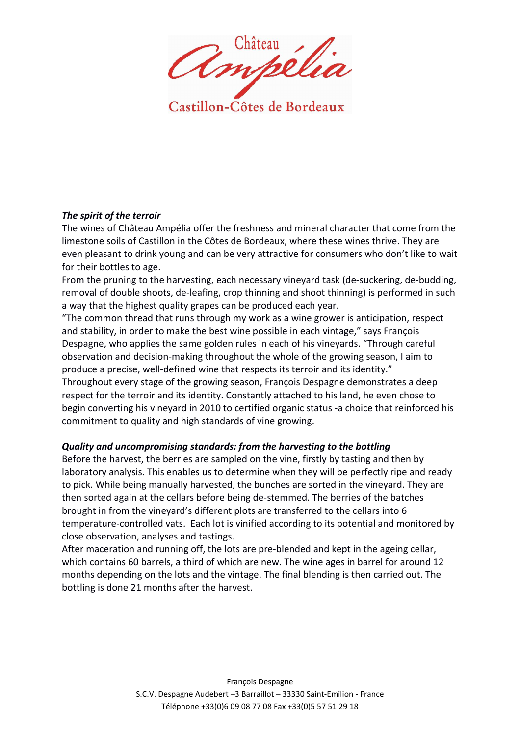Château Ampélia

Castillon-Côtes de Bordeaux

***The spirit of the terroir***

The wines of Château Ampélia offer the freshness and mineral character that come from the limestone soils of Castillon in the Côtes de Bordeaux, where these wines thrive. They are even pleasant to drink young and can be very attractive for consumers who don't like to wait for their bottles to age.

From the pruning to the harvesting, each necessary vineyard task (de-suckering, de-budding, removal of double shoots, de-leafing, crop thinning and shoot thinning) is performed in such a way that the highest quality grapes can be produced each year.

"The common thread that runs through my work as a wine grower is anticipation, respect and stability, in order to make the best wine possible in each vintage," says François Despagne, who applies the same golden rules in each of his vineyards. "Through careful observation and decision-making throughout the whole of the growing season, I aim to produce a precise, well-defined wine that respects its terroir and its identity."

Throughout every stage of the growing season, François Despagne demonstrates a deep respect for the terroir and its identity. Constantly attached to his land, he even chose to begin converting his vineyard in 2010 to certified organic status -a choice that reinforced his commitment to quality and high standards of vine growing.

***Quality and uncompromising standards: from the harvesting to the bottling***

Before the harvest, the berries are sampled on the vine, firstly by tasting and then by laboratory analysis. This enables us to determine when they will be perfectly ripe and ready to pick. While being manually harvested, the bunches are sorted in the vineyard. They are then sorted again at the cellars before being de-stemmed. The berries of the batches brought in from the vineyard's different plots are transferred to the cellars into 6 temperature-controlled vats. Each lot is vinified according to its potential and monitored by close observation, analyses and tastings.

After maceration and running off, the lots are pre-blended and kept in the ageing cellar, which contains 60 barrels, a third of which are new. The wine ages in barrel for around 12 months depending on the lots and the vintage. The final blending is then carried out. The bottling is done 21 months after the harvest.

François Despagne
S.C.V. Despagne Audebert –3 Barraillot – 33330 Saint-Emilion - France
Téléphone +33(0)6 09 08 77 08 Fax +33(0)5 57 51 29 18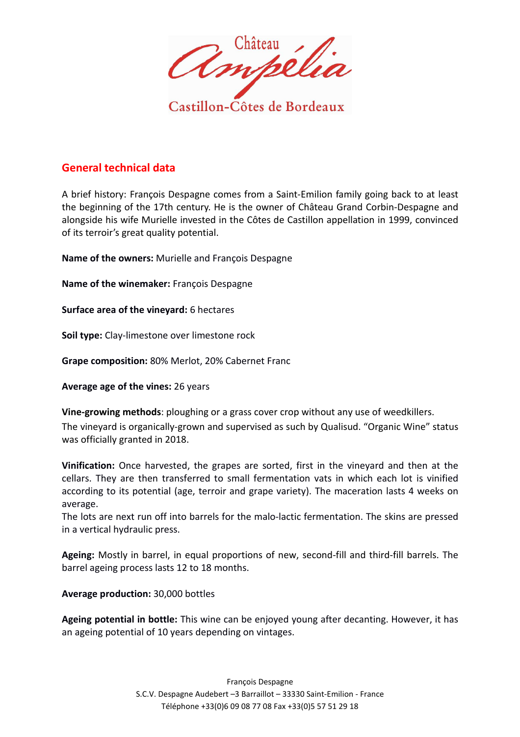Château Ampélia

Castillon-Côtes de Bordeaux

## General technical data

A brief history: François Despagne comes from a Saint-Emilion family going back to at least the beginning of the 17th century. He is the owner of Château Grand Corbin-Despagne and alongside his wife Murielle invested in the Côtes de Castillon appellation in 1999, convinced of its terroir's great quality potential.

**Name of the owners:** Murielle and François Despagne

**Name of the winemaker:** François Despagne

**Surface area of the vineyard:** 6 hectares

**Soil type:** Clay-limestone over limestone rock

**Grape composition:** 80% Merlot, 20% Cabernet Franc

**Average age of the vines:** 26 years

**Vine-growing methods**: ploughing or a grass cover crop without any use of weedkillers.
The vineyard is organically-grown and supervised as such by Qualisud. "Organic Wine" status was officially granted in 2018.

**Vinification:** Once harvested, the grapes are sorted, first in the vineyard and then at the cellars. They are then transferred to small fermentation vats in which each lot is vinified according to its potential (age, terroir and grape variety). The maceration lasts 4 weeks on average.
The lots are next run off into barrels for the malo-lactic fermentation. The skins are pressed in a vertical hydraulic press.

**Ageing:** Mostly in barrel, in equal proportions of new, second-fill and third-fill barrels. The barrel ageing process lasts 12 to 18 months.

**Average production:** 30,000 bottles

**Ageing potential in bottle:** This wine can be enjoyed young after decanting. However, it has an ageing potential of 10 years depending on vintages.

François Despagne
S.C.V. Despagne Audebert –3 Barraillot – 33330 Saint-Emilion - France
Téléphone +33(0)6 09 08 77 08 Fax +33(0)5 57 51 29 18